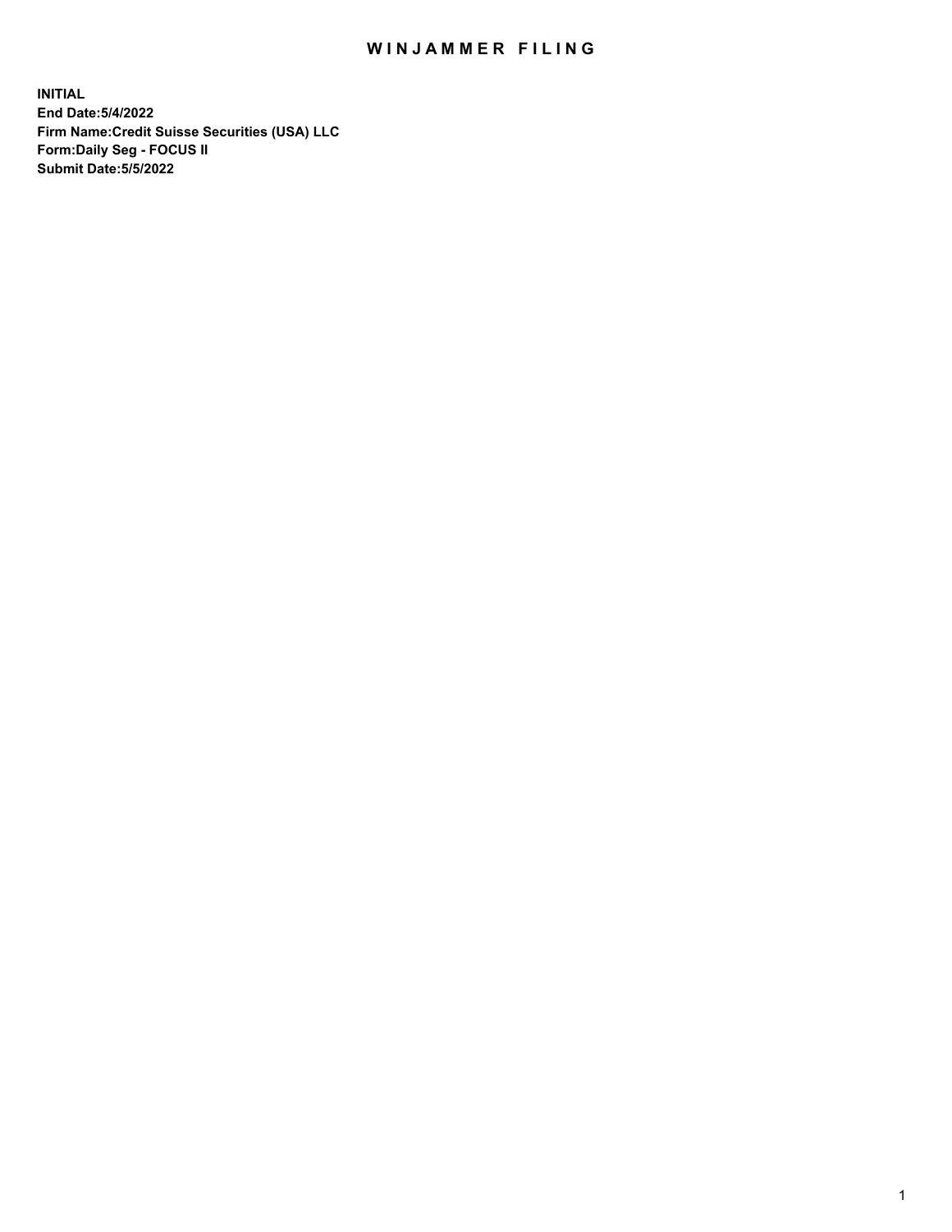# WINJAMMER FILING

**INITIAL**
**End Date:5/4/2022**
**Firm Name:Credit Suisse Securities (USA) LLC**
**Form:Daily Seg - FOCUS II**
**Submit Date:5/5/2022**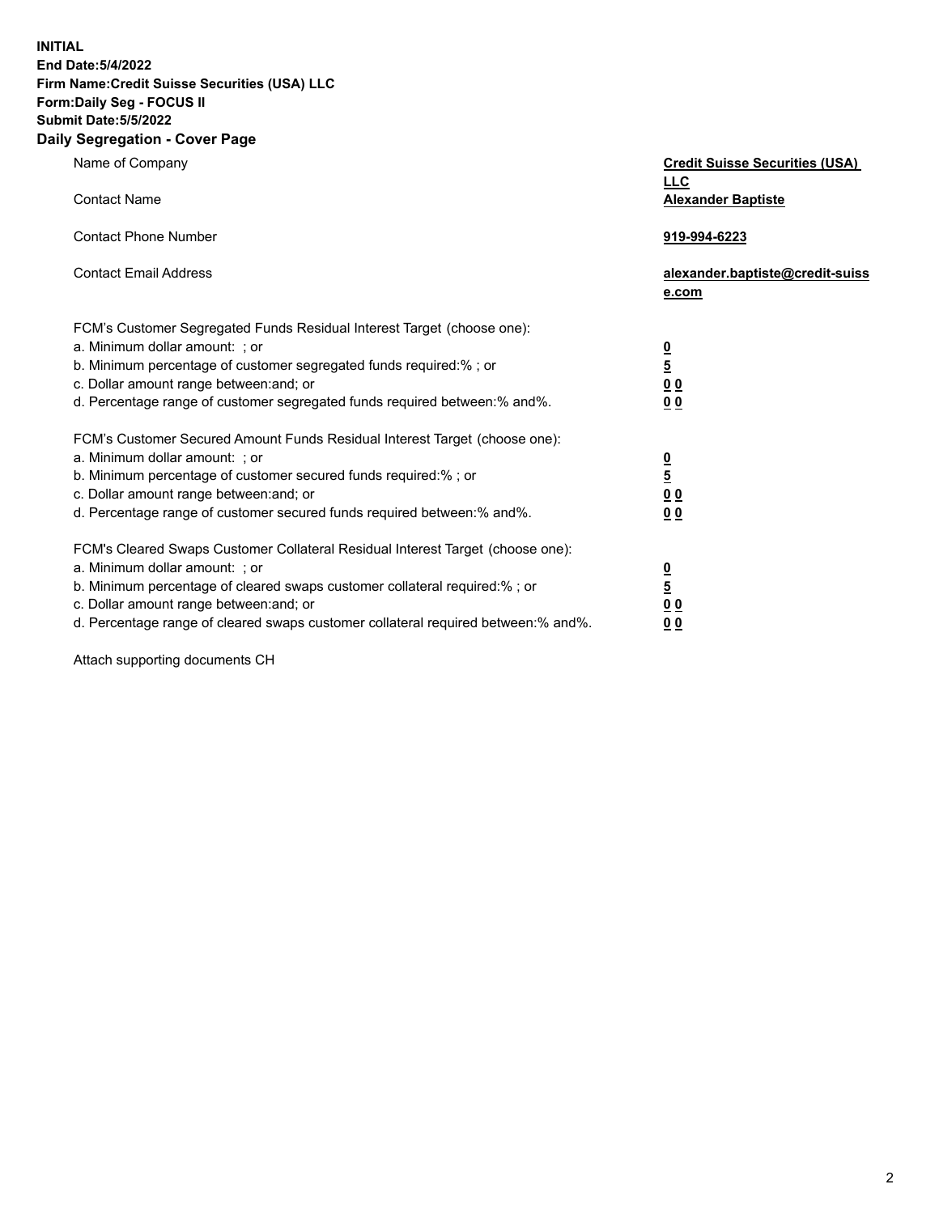**INITIAL**
**End Date:5/4/2022**
**Firm Name:Credit Suisse Securities (USA) LLC**
**Form:Daily Seg - FOCUS II**
**Submit Date:5/5/2022**

## Daily Segregation - Cover Page

| | |
|---|---|
| Name of Company | **Credit Suisse Securities (USA) LLC** |
| Contact Name | **Alexander Baptiste** |
| Contact Phone Number | **919-994-6223** |
| Contact Email Address | **alexander.baptiste@credit-suisse.com** |

FCM's Customer Segregated Funds Residual Interest Target (choose one):

| | |
|---|---|
| a. Minimum dollar amount: ; or | **0** |
| b. Minimum percentage of customer segregated funds required:% ; or | **5** |
| c. Dollar amount range between:and; or | **0 0** |
| d. Percentage range of customer segregated funds required between:% and%. | **0 0** |

FCM's Customer Secured Amount Funds Residual Interest Target (choose one):

| | |
|---|---|
| a. Minimum dollar amount: ; or | **0** |
| b. Minimum percentage of customer secured funds required:% ; or | **5** |
| c. Dollar amount range between:and; or | **0 0** |
| d. Percentage range of customer secured funds required between:% and%. | **0 0** |

FCM's Cleared Swaps Customer Collateral Residual Interest Target (choose one):

| | |
|---|---|
| a. Minimum dollar amount: ; or | **0** |
| b. Minimum percentage of cleared swaps customer collateral required:% ; or | **5** |
| c. Dollar amount range between:and; or | **0 0** |
| d. Percentage range of cleared swaps customer collateral required between:% and%. | **0 0** |

Attach supporting documents CH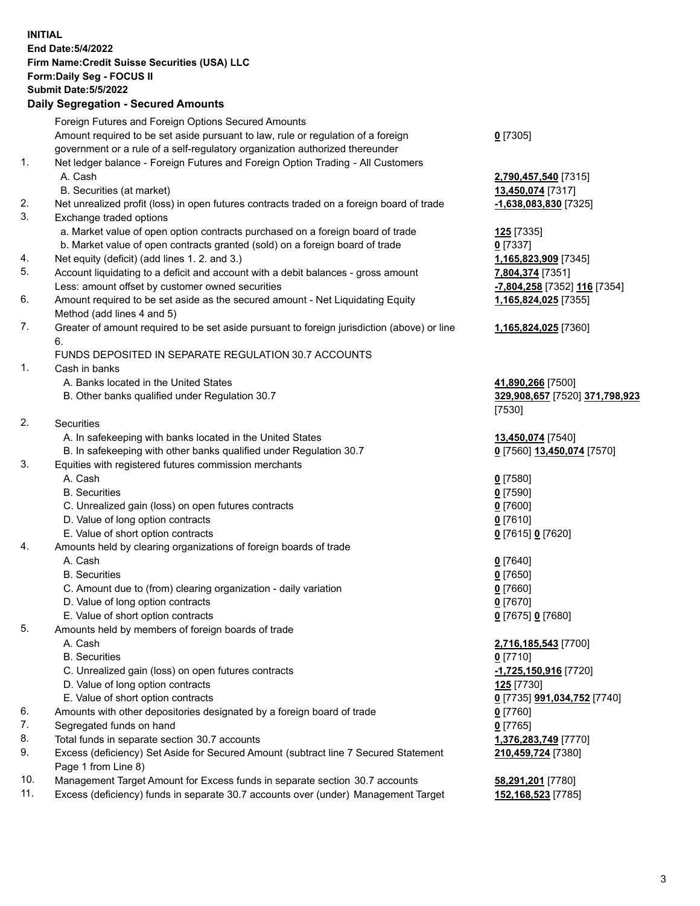**INITIAL**
**End Date:5/4/2022**
**Firm Name:Credit Suisse Securities (USA) LLC**
**Form:Daily Seg - FOCUS II**
**Submit Date:5/5/2022**

## Daily Segregation - Secured Amounts

| | | |
|---|---|---|
| | Foreign Futures and Foreign Options Secured Amounts | |
| | Amount required to be set aside pursuant to law, rule or regulation of a foreign government or a rule of a self-regulatory organization authorized thereunder | **0** [7305] |
| 1. | Net ledger balance - Foreign Futures and Foreign Option Trading - All Customers | |
| | A. Cash | **2,790,457,540** [7315] |
| | B. Securities (at market) | **13,450,074** [7317] |
| 2. | Net unrealized profit (loss) in open futures contracts traded on a foreign board of trade | **-1,638,083,830** [7325] |
| 3. | Exchange traded options | |
| | a. Market value of open option contracts purchased on a foreign board of trade | **125** [7335] |
| | b. Market value of open contracts granted (sold) on a foreign board of trade | **0** [7337] |
| 4. | Net equity (deficit) (add lines 1. 2. and 3.) | **1,165,823,909** [7345] |
| 5. | Account liquidating to a deficit and account with a debit balances - gross amount | **7,804,374** [7351] |
| | Less: amount offset by customer owned securities | **-7,804,258** [7352] **116** [7354] |
| 6. | Amount required to be set aside as the secured amount - Net Liquidating Equity Method (add lines 4 and 5) | **1,165,824,025** [7355] |
| 7. | Greater of amount required to be set aside pursuant to foreign jurisdiction (above) or line 6. | **1,165,824,025** [7360] |
| | FUNDS DEPOSITED IN SEPARATE REGULATION 30.7 ACCOUNTS | |
| 1. | Cash in banks | |
| | A. Banks located in the United States | **41,890,266** [7500] |
| | B. Other banks qualified under Regulation 30.7 | **329,908,657** [7520] **371,798,923** [7530] |
| 2. | Securities | |
| | A. In safekeeping with banks located in the United States | **13,450,074** [7540] |
| | B. In safekeeping with other banks qualified under Regulation 30.7 | **0** [7560] **13,450,074** [7570] |
| 3. | Equities with registered futures commission merchants | |
| | A. Cash | **0** [7580] |
| | B. Securities | **0** [7590] |
| | C. Unrealized gain (loss) on open futures contracts | **0** [7600] |
| | D. Value of long option contracts | **0** [7610] |
| | E. Value of short option contracts | **0** [7615] **0** [7620] |
| 4. | Amounts held by clearing organizations of foreign boards of trade | |
| | A. Cash | **0** [7640] |
| | B. Securities | **0** [7650] |
| | C. Amount due to (from) clearing organization - daily variation | **0** [7660] |
| | D. Value of long option contracts | **0** [7670] |
| | E. Value of short option contracts | **0** [7675] **0** [7680] |
| 5. | Amounts held by members of foreign boards of trade | |
| | A. Cash | **2,716,185,543** [7700] |
| | B. Securities | **0** [7710] |
| | C. Unrealized gain (loss) on open futures contracts | **-1,725,150,916** [7720] |
| | D. Value of long option contracts | **125** [7730] |
| | E. Value of short option contracts | **0** [7735] **991,034,752** [7740] |
| 6. | Amounts with other depositories designated by a foreign board of trade | **0** [7760] |
| 7. | Segregated funds on hand | **0** [7765] |
| 8. | Total funds in separate section 30.7 accounts | **1,376,283,749** [7770] |
| 9. | Excess (deficiency) Set Aside for Secured Amount (subtract line 7 Secured Statement Page 1 from Line 8) | **210,459,724** [7380] |
| 10. | Management Target Amount for Excess funds in separate section 30.7 accounts | **58,291,201** [7780] |
| 11. | Excess (deficiency) funds in separate 30.7 accounts over (under) Management Target | **152,168,523** [7785] |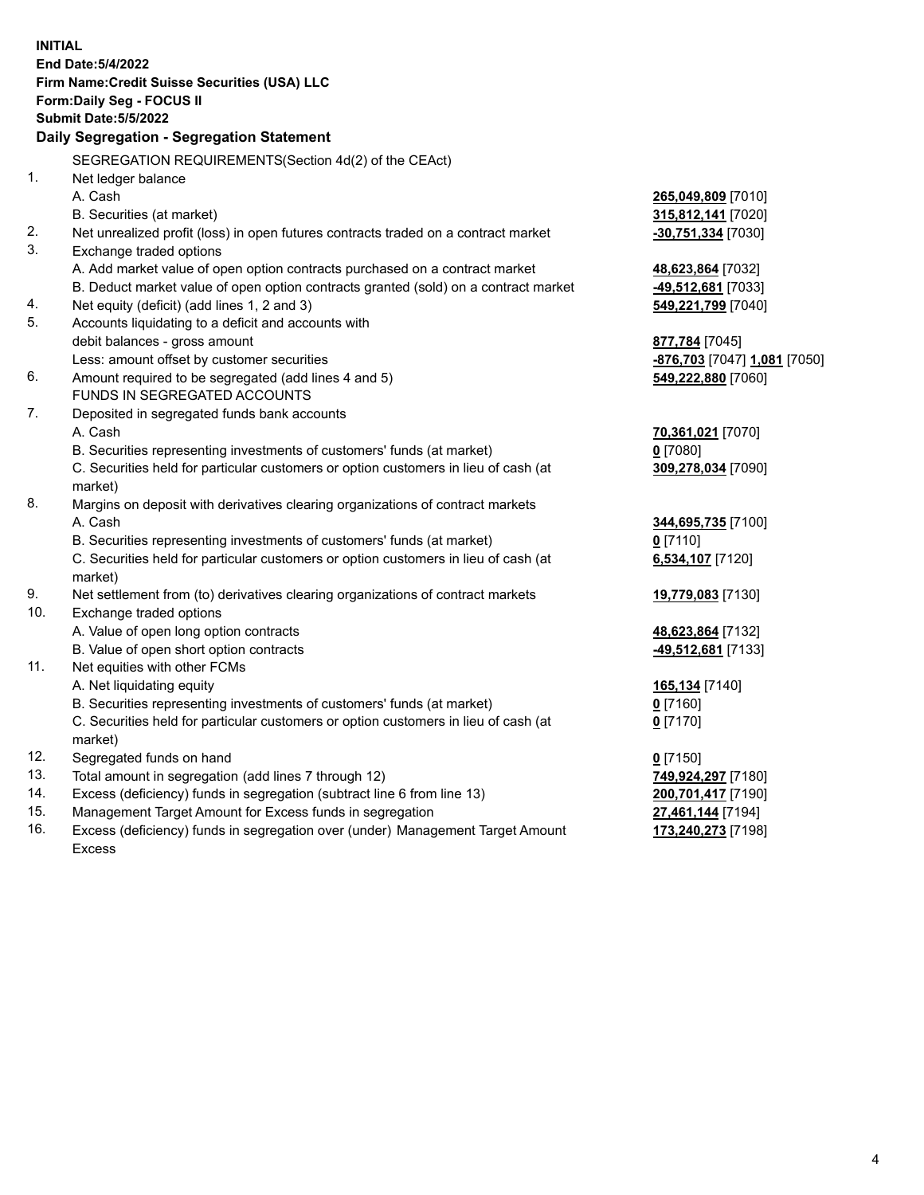**INITIAL**
**End Date:5/4/2022**
**Firm Name:Credit Suisse Securities (USA) LLC**
**Form:Daily Seg - FOCUS II**
**Submit Date:5/5/2022**

**Daily Segregation - Segregation Statement**

| | SEGREGATION REQUIREMENTS(Section 4d(2) of the CEAct) | |
|---|---|---|
| 1. | Net ledger balance | |
| | A. Cash | **265,049,809** [7010] |
| | B. Securities (at market) | **315,812,141** [7020] |
| 2. | Net unrealized profit (loss) in open futures contracts traded on a contract market | **-30,751,334** [7030] |
| 3. | Exchange traded options | |
| | A. Add market value of open option contracts purchased on a contract market | **48,623,864** [7032] |
| | B. Deduct market value of open option contracts granted (sold) on a contract market | **-49,512,681** [7033] |
| 4. | Net equity (deficit) (add lines 1, 2 and 3) | **549,221,799** [7040] |
| 5. | Accounts liquidating to a deficit and accounts with debit balances - gross amount | **877,784** [7045] |
| | Less: amount offset by customer securities | **-876,703** [7047] **1,081** [7050] |
| 6. | Amount required to be segregated (add lines 4 and 5) | **549,222,880** [7060] |
| | FUNDS IN SEGREGATED ACCOUNTS | |
| 7. | Deposited in segregated funds bank accounts | |
| | A. Cash | **70,361,021** [7070] |
| | B. Securities representing investments of customers' funds (at market) | **0** [7080] |
| | C. Securities held for particular customers or option customers in lieu of cash (at market) | **309,278,034** [7090] |
| 8. | Margins on deposit with derivatives clearing organizations of contract markets | |
| | A. Cash | **344,695,735** [7100] |
| | B. Securities representing investments of customers' funds (at market) | **0** [7110] |
| | C. Securities held for particular customers or option customers in lieu of cash (at market) | **6,534,107** [7120] |
| 9. | Net settlement from (to) derivatives clearing organizations of contract markets | **19,779,083** [7130] |
| 10. | Exchange traded options | |
| | A. Value of open long option contracts | **48,623,864** [7132] |
| | B. Value of open short option contracts | **-49,512,681** [7133] |
| 11. | Net equities with other FCMs | |
| | A. Net liquidating equity | **165,134** [7140] |
| | B. Securities representing investments of customers' funds (at market) | **0** [7160] |
| | C. Securities held for particular customers or option customers in lieu of cash (at market) | **0** [7170] |
| 12. | Segregated funds on hand | **0** [7150] |
| 13. | Total amount in segregation (add lines 7 through 12) | **749,924,297** [7180] |
| 14. | Excess (deficiency) funds in segregation (subtract line 6 from line 13) | **200,701,417** [7190] |
| 15. | Management Target Amount for Excess funds in segregation | **27,461,144** [7194] |
| 16. | Excess (deficiency) funds in segregation over (under) Management Target Amount Excess | **173,240,273** [7198] |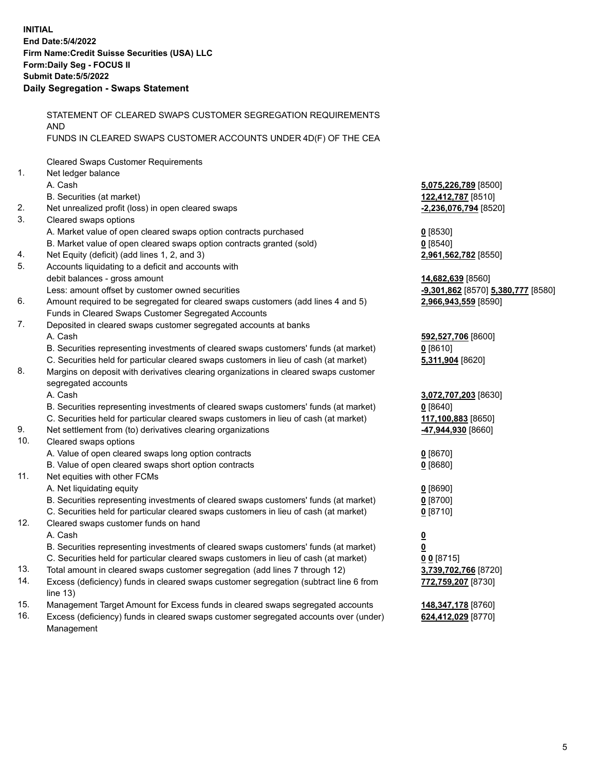**INITIAL**
**End Date:5/4/2022**
**Firm Name:Credit Suisse Securities (USA) LLC**
**Form:Daily Seg - FOCUS II**
**Submit Date:5/5/2022**
**Daily Segregation - Swaps Statement**

STATEMENT OF CLEARED SWAPS CUSTOMER SEGREGATION REQUIREMENTS AND FUNDS IN CLEARED SWAPS CUSTOMER ACCOUNTS UNDER 4D(F) OF THE CEA

| | | |
|---|---|---|
| | Cleared Swaps Customer Requirements | |
| 1. | Net ledger balance | |
| | A. Cash | **5,075,226,789** [8500] |
| | B. Securities (at market) | **122,412,787** [8510] |
| 2. | Net unrealized profit (loss) in open cleared swaps | **-2,236,076,794** [8520] |
| 3. | Cleared swaps options | |
| | A. Market value of open cleared swaps option contracts purchased | **0** [8530] |
| | B. Market value of open cleared swaps option contracts granted (sold) | **0** [8540] |
| 4. | Net Equity (deficit) (add lines 1, 2, and 3) | **2,961,562,782** [8550] |
| 5. | Accounts liquidating to a deficit and accounts with debit balances - gross amount | **14,682,639** [8560] |
| | Less: amount offset by customer owned securities | **-9,301,862** [8570] **5,380,777** [8580] |
| 6. | Amount required to be segregated for cleared swaps customers (add lines 4 and 5) | **2,966,943,559** [8590] |
| | Funds in Cleared Swaps Customer Segregated Accounts | |
| 7. | Deposited in cleared swaps customer segregated accounts at banks | |
| | A. Cash | **592,527,706** [8600] |
| | B. Securities representing investments of cleared swaps customers' funds (at market) | **0** [8610] |
| | C. Securities held for particular cleared swaps customers in lieu of cash (at market) | **5,311,904** [8620] |
| 8. | Margins on deposit with derivatives clearing organizations in cleared swaps customer segregated accounts | |
| | A. Cash | **3,072,707,203** [8630] |
| | B. Securities representing investments of cleared swaps customers' funds (at market) | **0** [8640] |
| | C. Securities held for particular cleared swaps customers in lieu of cash (at market) | **117,100,883** [8650] |
| 9. | Net settlement from (to) derivatives clearing organizations | **-47,944,930** [8660] |
| 10. | Cleared swaps options | |
| | A. Value of open cleared swaps long option contracts | **0** [8670] |
| | B. Value of open cleared swaps short option contracts | **0** [8680] |
| 11. | Net equities with other FCMs | |
| | A. Net liquidating equity | **0** [8690] |
| | B. Securities representing investments of cleared swaps customers' funds (at market) | **0** [8700] |
| | C. Securities held for particular cleared swaps customers in lieu of cash (at market) | **0** [8710] |
| 12. | Cleared swaps customer funds on hand | |
| | A. Cash | **0** |
| | B. Securities representing investments of cleared swaps customers' funds (at market) | **0** |
| | C. Securities held for particular cleared swaps customers in lieu of cash (at market) | **0** **0** [8715] |
| 13. | Total amount in cleared swaps customer segregation (add lines 7 through 12) | **3,739,702,766** [8720] |
| 14. | Excess (deficiency) funds in cleared swaps customer segregation (subtract line 6 from line 13) | **772,759,207** [8730] |
| 15. | Management Target Amount for Excess funds in cleared swaps segregated accounts | **148,347,178** [8760] |
| 16. | Excess (deficiency) funds in cleared swaps customer segregated accounts over (under) Management | **624,412,029** [8770] |